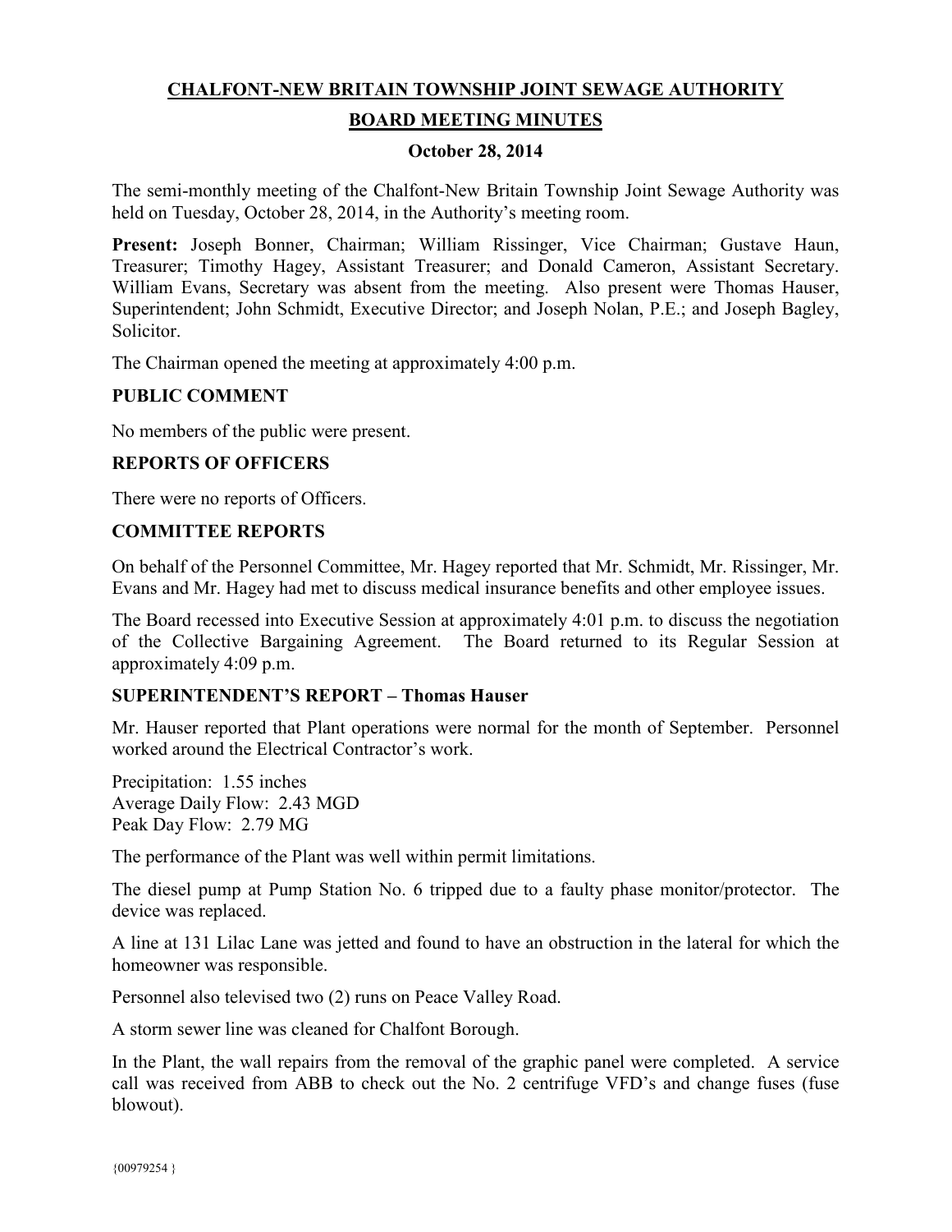**CHALFONT-NEW BRITAIN TOWNSHIP JOINT SEWAGE AUTHORITY**

**BOARD MEETING MINUTES**

**October 28, 2014**

The semi-monthly meeting of the Chalfont-New Britain Township Joint Sewage Authority was held on Tuesday, October 28, 2014, in the Authority's meeting room.

**Present:** Joseph Bonner, Chairman; William Rissinger, Vice Chairman; Gustave Haun, Treasurer; Timothy Hagey, Assistant Treasurer; and Donald Cameron, Assistant Secretary. William Evans, Secretary was absent from the meeting. Also present were Thomas Hauser, Superintendent; John Schmidt, Executive Director; and Joseph Nolan, P.E.; and Joseph Bagley, Solicitor.

The Chairman opened the meeting at approximately 4:00 p.m.

**PUBLIC COMMENT**

No members of the public were present.

**REPORTS OF OFFICERS**

There were no reports of Officers.

**COMMITTEE REPORTS**

On behalf of the Personnel Committee, Mr. Hagey reported that Mr. Schmidt, Mr. Rissinger, Mr. Evans and Mr. Hagey had met to discuss medical insurance benefits and other employee issues.

The Board recessed into Executive Session at approximately 4:01 p.m. to discuss the negotiation of the Collective Bargaining Agreement. The Board returned to its Regular Session at approximately 4:09 p.m.

**SUPERINTENDENT'S REPORT – Thomas Hauser**

Mr. Hauser reported that Plant operations were normal for the month of September. Personnel worked around the Electrical Contractor's work.

Precipitation: 1.55 inches
Average Daily Flow: 2.43 MGD
Peak Day Flow: 2.79 MG

The performance of the Plant was well within permit limitations.

The diesel pump at Pump Station No. 6 tripped due to a faulty phase monitor/protector. The device was replaced.

A line at 131 Lilac Lane was jetted and found to have an obstruction in the lateral for which the homeowner was responsible.

Personnel also televised two (2) runs on Peace Valley Road.

A storm sewer line was cleaned for Chalfont Borough.

In the Plant, the wall repairs from the removal of the graphic panel were completed. A service call was received from ABB to check out the No. 2 centrifuge VFD's and change fuses (fuse blowout).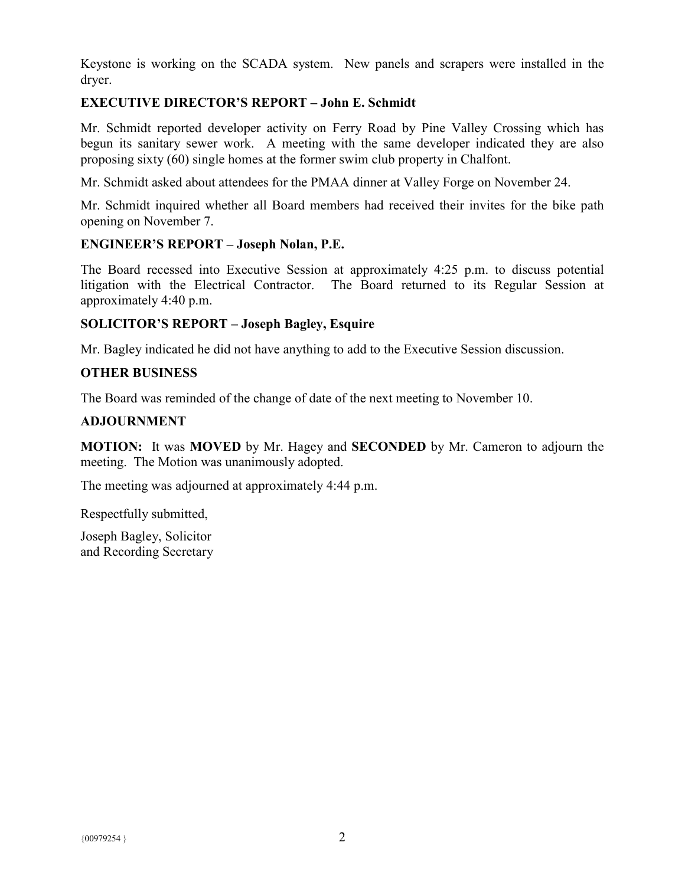Keystone is working on the SCADA system. New panels and scrapers were installed in the dryer.

**EXECUTIVE DIRECTOR'S REPORT – John E. Schmidt**

Mr. Schmidt reported developer activity on Ferry Road by Pine Valley Crossing which has begun its sanitary sewer work. A meeting with the same developer indicated they are also proposing sixty (60) single homes at the former swim club property in Chalfont.

Mr. Schmidt asked about attendees for the PMAA dinner at Valley Forge on November 24.

Mr. Schmidt inquired whether all Board members had received their invites for the bike path opening on November 7.

**ENGINEER'S REPORT – Joseph Nolan, P.E.**

The Board recessed into Executive Session at approximately 4:25 p.m. to discuss potential litigation with the Electrical Contractor. The Board returned to its Regular Session at approximately 4:40 p.m.

**SOLICITOR'S REPORT – Joseph Bagley, Esquire**

Mr. Bagley indicated he did not have anything to add to the Executive Session discussion.

**OTHER BUSINESS**

The Board was reminded of the change of date of the next meeting to November 10.

**ADJOURNMENT**

**MOTION:** It was **MOVED** by Mr. Hagey and **SECONDED** by Mr. Cameron to adjourn the meeting. The Motion was unanimously adopted.

The meeting was adjourned at approximately 4:44 p.m.

Respectfully submitted,

Joseph Bagley, Solicitor
and Recording Secretary

{00979254 }